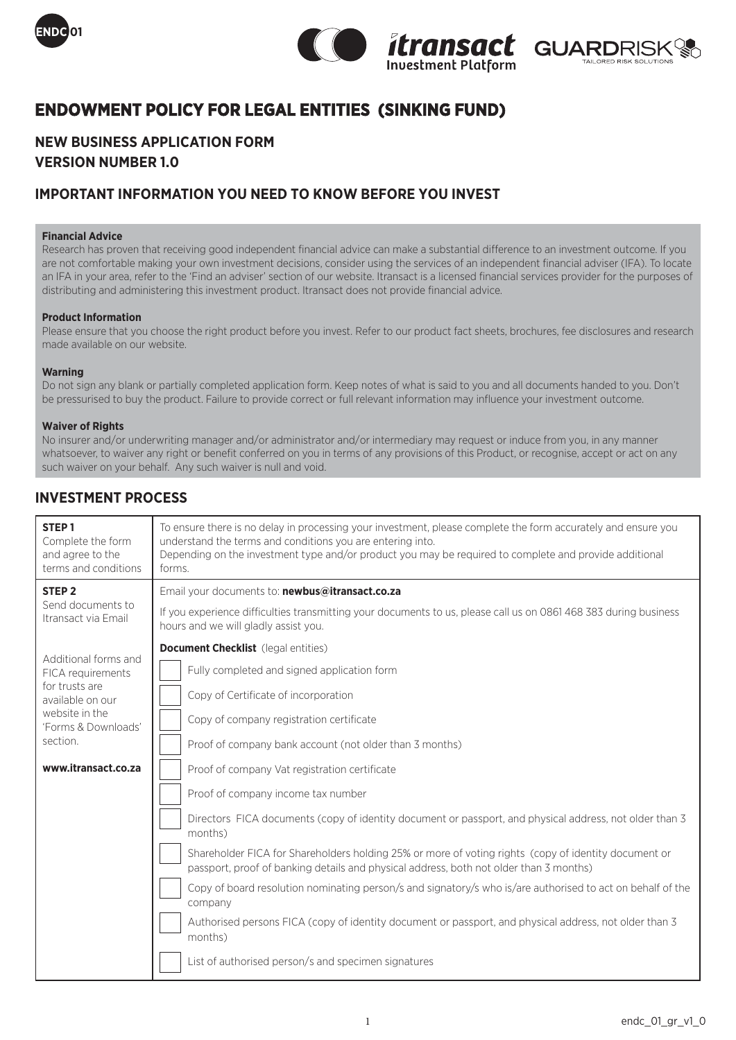ENDC 01

# ENDOWMENT POLICY FOR LEGAL ENTITIES (SINKING FUND)

## NEW BUSINESS APPLICATION FORM
## VERSION NUMBER 1.0

## IMPORTANT INFORMATION YOU NEED TO KNOW BEFORE YOU INVEST

**Financial Advice**
Research has proven that receiving good independent financial advice can make a substantial difference to an investment outcome. If you are not comfortable making your own investment decisions, consider using the services of an independent financial adviser (IFA). To locate an IFA in your area, refer to the 'Find an adviser' section of our website. Itransact is a licensed financial services provider for the purposes of distributing and administering this investment product. Itransact does not provide financial advice.

**Product Information**
Please ensure that you choose the right product before you invest. Refer to our product fact sheets, brochures, fee disclosures and research made available on our website.

**Warning**
Do not sign any blank or partially completed application form. Keep notes of what is said to you and all documents handed to you. Don't be pressurised to buy the product. Failure to provide correct or full relevant information may influence your investment outcome.

**Waiver of Rights**
No insurer and/or underwriting manager and/or administrator and/or intermediary may request or induce from you, in any manner whatsoever, to waiver any right or benefit conferred on you in terms of any provisions of this Product, or recognise, accept or act on any such waiver on your behalf. Any such waiver is null and void.

## INVESTMENT PROCESS

| | |
|---|---|
| **STEP 1** Complete the form and agree to the terms and conditions | To ensure there is no delay in processing your investment, please complete the form accurately and ensure you understand the terms and conditions you are entering into. Depending on the investment type and/or product you may be required to complete and provide additional forms. |
| **STEP 2** Send documents to Itransact via Email<br><br>Additional forms and FICA requirements for trusts are available on our website in the 'Forms & Downloads' section.<br><br>**www.itransact.co.za** | Email your documents to: **newbus@itransact.co.za**<br><br>If you experience difficulties transmitting your documents to us, please call us on 0861 468 383 during business hours and we will gladly assist you.<br><br>**Document Checklist** (legal entities)<br>☐ Fully completed and signed application form<br>☐ Copy of Certificate of incorporation<br>☐ Copy of company registration certificate<br>☐ Proof of company bank account (not older than 3 months)<br>☐ Proof of company Vat registration certificate<br>☐ Proof of company income tax number<br>☐ Directors FICA documents (copy of identity document or passport, and physical address, not older than 3 months)<br>☐ Shareholder FICA for Shareholders holding 25% or more of voting rights (copy of identity document or passport, proof of banking details and physical address, both not older than 3 months)<br>☐ Copy of board resolution nominating person/s and signatory/s who is/are authorised to act on behalf of the company<br>☐ Authorised persons FICA (copy of identity document or passport, and physical address, not older than 3 months)<br>☐ List of authorised person/s and specimen signatures |

endc_01_gr_v1_0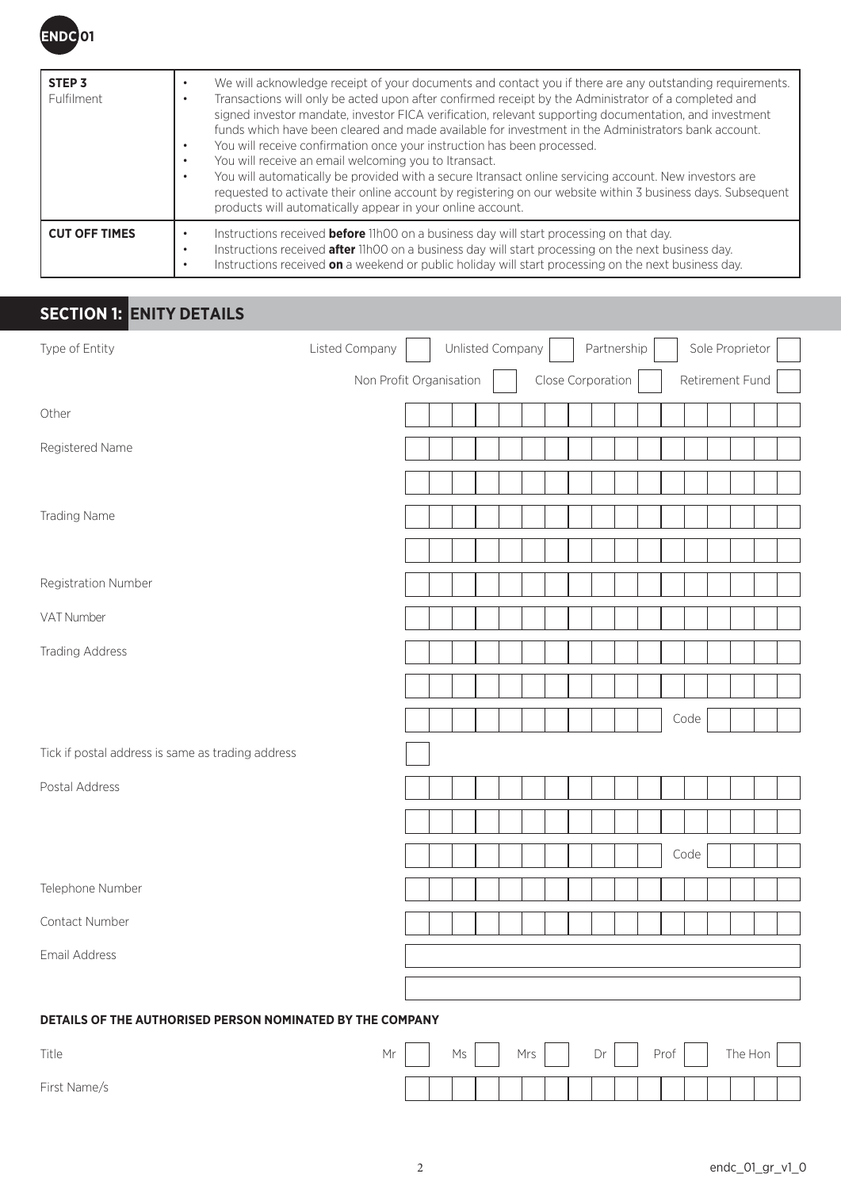| | |
|---|---|
| **STEP 3** Fulfilment | • We will acknowledge receipt of your documents and contact you if there are any outstanding requirements.<br>• Transactions will only be acted upon after confirmed receipt by the Administrator of a completed and signed investor mandate, investor FICA verification, relevant supporting documentation, and investment funds which have been cleared and made available for investment in the Administrators bank account.<br>• You will receive confirmation once your instruction has been processed.<br>• You will receive an email welcoming you to Itransact.<br>• You will automatically be provided with a secure Itransact online servicing account. New investors are requested to activate their online account by registering on our website within 3 business days. Subsequent products will automatically appear in your online account. |
| **CUT OFF TIMES** | • Instructions received **before** 11h00 on a business day will start processing on that day.<br>• Instructions received **after** 11h00 on a business day will start processing on the next business day.<br>• Instructions received **on** a weekend or public holiday will start processing on the next business day. |

## SECTION 1: ENITY DETAILS

Type of Entity: Listed Company ☐ Unlisted Company ☐ Partnership ☐ Sole Proprietor ☐ Non Profit Organisation ☐ Close Corporation ☐ Retirement Fund ☐

Other

Registered Name

Trading Name

Registration Number

VAT Number

Trading Address

Code

Tick if postal address is same as trading address ☐

Postal Address

Code

Telephone Number

Contact Number

Email Address

**DETAILS OF THE AUTHORISED PERSON NOMINATED BY THE COMPANY**

Title: Mr ☐ Ms ☐ Mrs ☐ Dr ☐ Prof ☐ The Hon ☐

First Name/s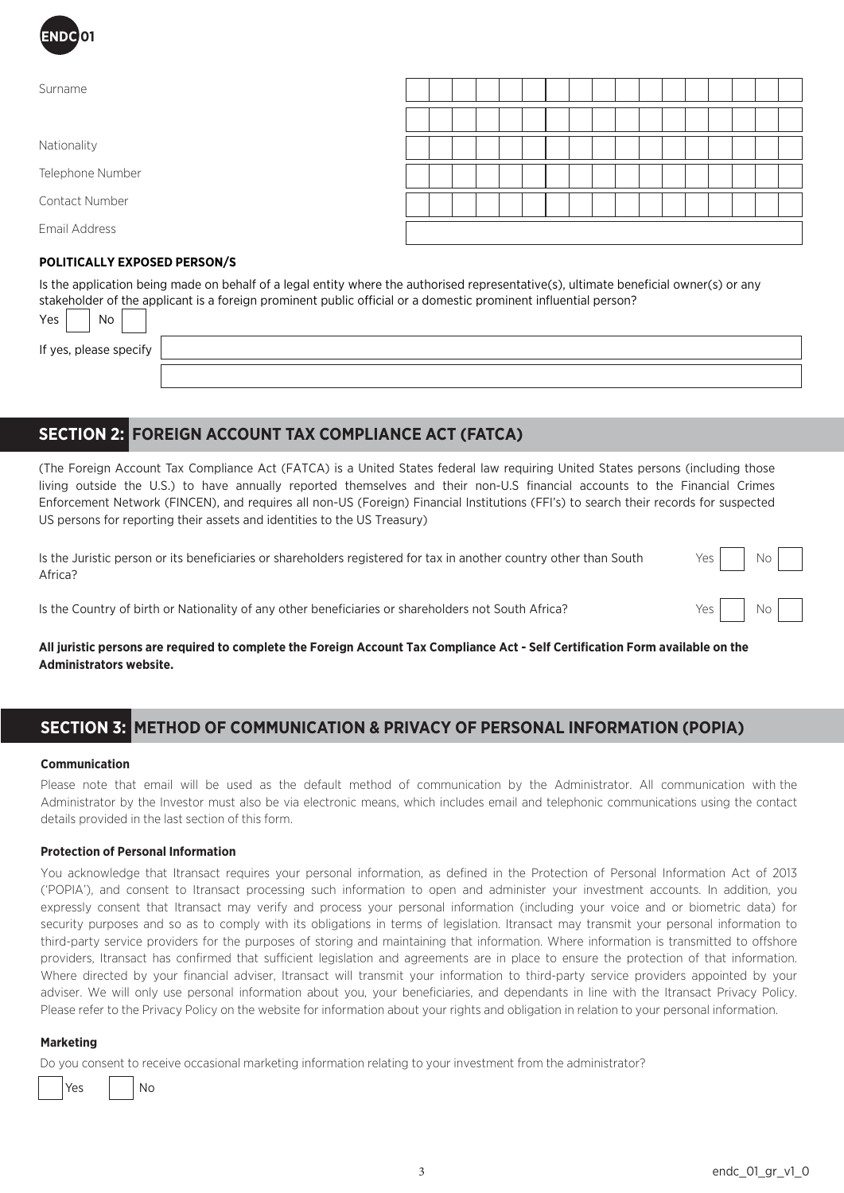ENDC 01

| | |
|---|---|
| Surname | |
| | |
| Nationality | |
| Telephone Number | |
| Contact Number | |
| Email Address | |

**POLITICALLY EXPOSED PERSON/S**

Is the application being made on behalf of a legal entity where the authorised representative(s), ultimate beneficial owner(s) or any stakeholder of the applicant is a foreign prominent public official or a domestic prominent influential person?

Yes ☐ No ☐

If yes, please specify

## SECTION 2: FOREIGN ACCOUNT TAX COMPLIANCE ACT (FATCA)

(The Foreign Account Tax Compliance Act (FATCA) is a United States federal law requiring United States persons (including those living outside the U.S.) to have annually reported themselves and their non-U.S financial accounts to the Financial Crimes Enforcement Network (FINCEN), and requires all non-US (Foreign) Financial Institutions (FFI's) to search their records for suspected US persons for reporting their assets and identities to the US Treasury)

Is the Juristic person or its beneficiaries or shareholders registered for tax in another country other than South Africa? Yes ☐ No ☐

Is the Country of birth or Nationality of any other beneficiaries or shareholders not South Africa? Yes ☐ No ☐

**All juristic persons are required to complete the Foreign Account Tax Compliance Act - Self Certification Form available on the Administrators website.**

## SECTION 3: METHOD OF COMMUNICATION & PRIVACY OF PERSONAL INFORMATION (POPIA)

**Communication**

Please note that email will be used as the default method of communication by the Administrator. All communication with the Administrator by the Investor must also be via electronic means, which includes email and telephonic communications using the contact details provided in the last section of this form.

**Protection of Personal Information**

You acknowledge that Itransact requires your personal information, as defined in the Protection of Personal Information Act of 2013 ('POPIA'), and consent to Itransact processing such information to open and administer your investment accounts. In addition, you expressly consent that Itransact may verify and process your personal information (including your voice and or biometric data) for security purposes and so as to comply with its obligations in terms of legislation. Itransact may transmit your personal information to third-party service providers for the purposes of storing and maintaining that information. Where information is transmitted to offshore providers, Itransact has confirmed that sufficient legislation and agreements are in place to ensure the protection of that information. Where directed by your financial adviser, Itransact will transmit your information to third-party service providers appointed by your adviser. We will only use personal information about you, your beneficiaries, and dependants in line with the Itransact Privacy Policy. Please refer to the Privacy Policy on the website for information about your rights and obligation in relation to your personal information.

**Marketing**

Do you consent to receive occasional marketing information relating to your investment from the administrator?

☐ Yes ☐ No

endc_01_gr_v1_0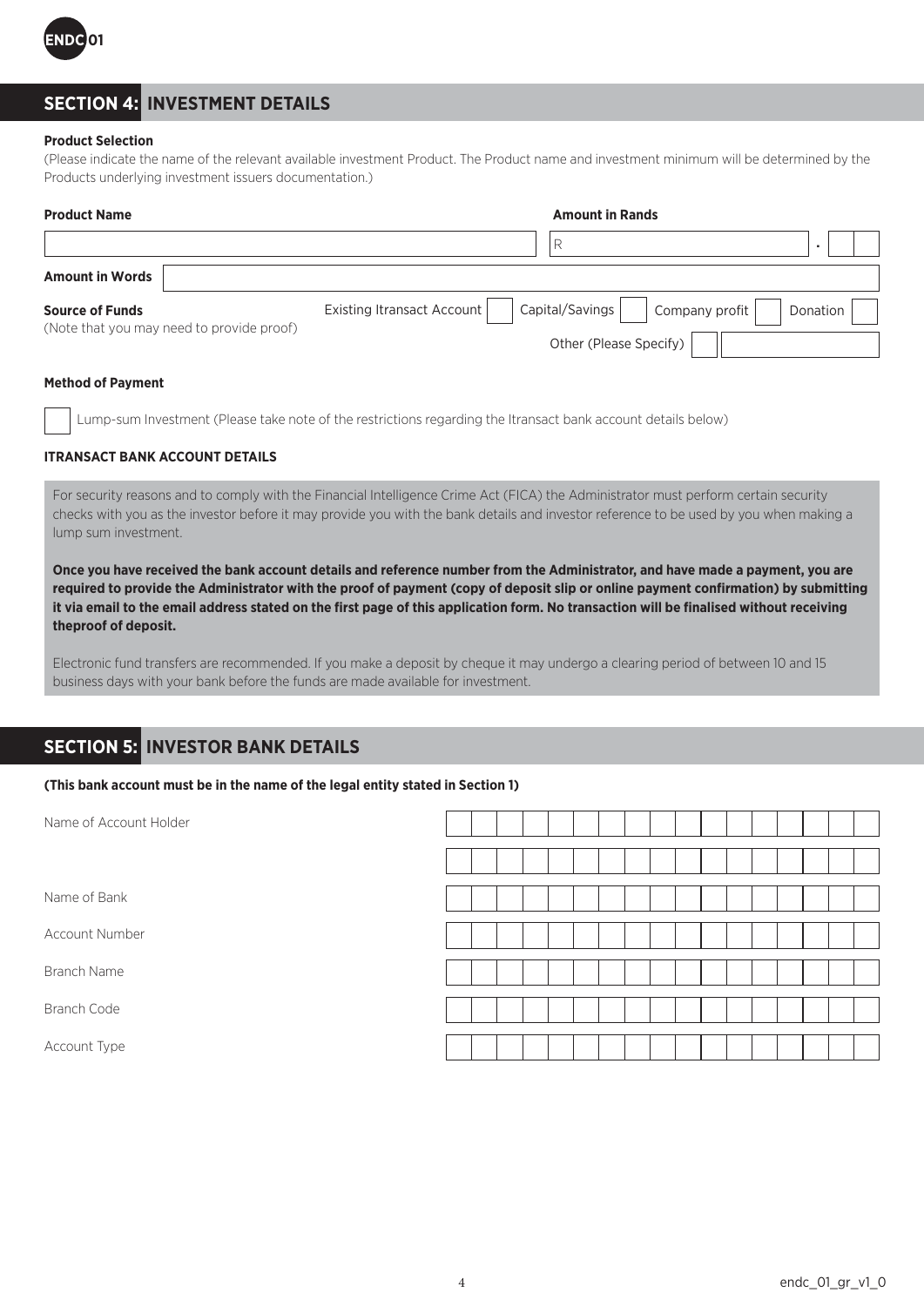## SECTION 4: INVESTMENT DETAILS

**Product Selection**

(Please indicate the name of the relevant available investment Product. The Product name and investment minimum will be determined by the Products underlying investment issuers documentation.)

| **Product Name** | **Amount in Rands** |
|---|---|
| | R . |

**Amount in Words**

**Source of Funds**
(Note that you may need to provide proof)

Existing Itransact Account ☐ Capital/Savings ☐ Company profit ☐ Donation ☐

Other (Please Specify) ☐

**Method of Payment**

☐ Lump-sum Investment (Please take note of the restrictions regarding the Itransact bank account details below)

**ITRANSACT BANK ACCOUNT DETAILS**

For security reasons and to comply with the Financial Intelligence Crime Act (FICA) the Administrator must perform certain security checks with you as the investor before it may provide you with the bank details and investor reference to be used by you when making a lump sum investment.

**Once you have received the bank account details and reference number from the Administrator, and have made a payment, you are required to provide the Administrator with the proof of payment (copy of deposit slip or online payment confirmation) by submitting it via email to the email address stated on the first page of this application form. No transaction will be finalised without receiving theproof of deposit.**

Electronic fund transfers are recommended. If you make a deposit by cheque it may undergo a clearing period of between 10 and 15 business days with your bank before the funds are made available for investment.

## SECTION 5: INVESTOR BANK DETAILS

**(This bank account must be in the name of the legal entity stated in Section 1)**

| | |
|---|---|
| Name of Account Holder | |
| | |
| Name of Bank | |
| Account Number | |
| Branch Name | |
| Branch Code | |
| Account Type | |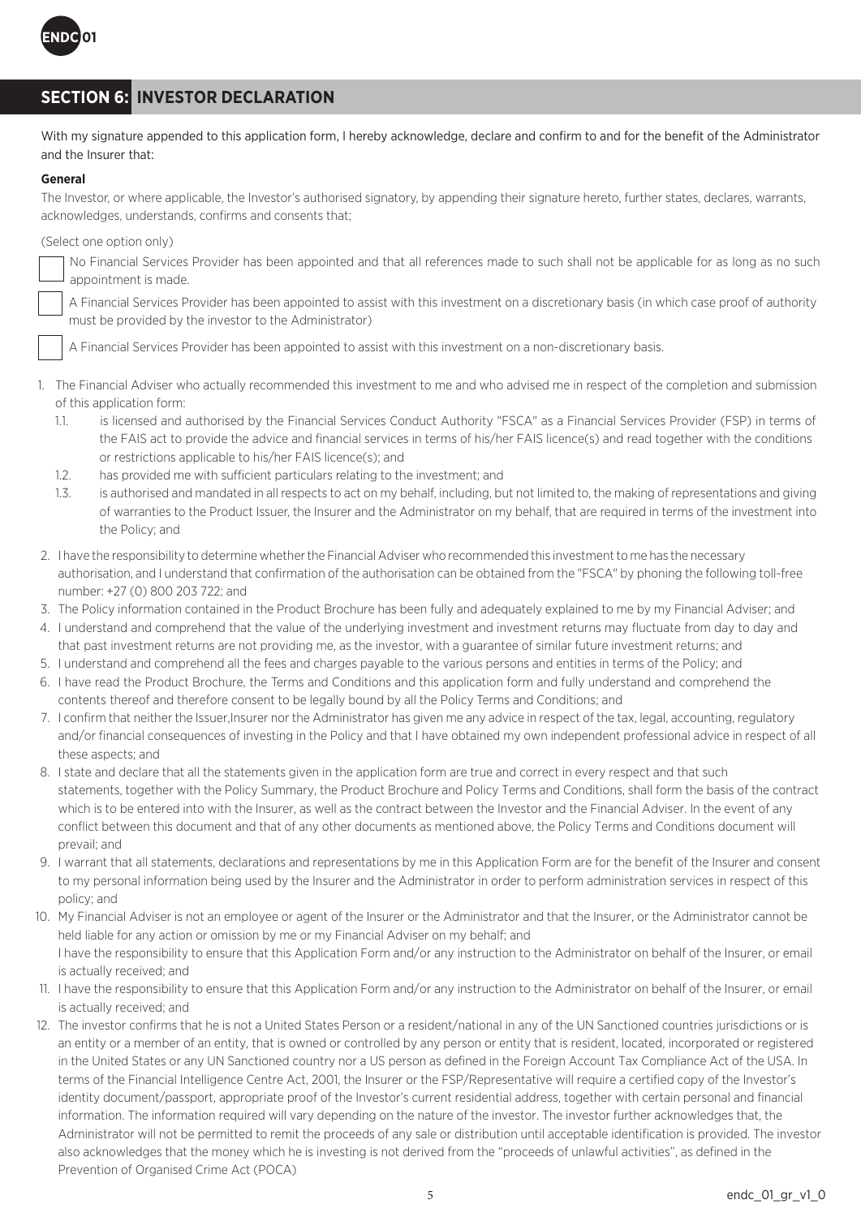## SECTION 6: INVESTOR DECLARATION

With my signature appended to this application form, I hereby acknowledge, declare and confirm to and for the benefit of the Administrator and the Insurer that:

**General**

The Investor, or where applicable, the Investor's authorised signatory, by appending their signature hereto, further states, declares, warrants, acknowledges, understands, confirms and consents that;

(Select one option only)

- ☐ No Financial Services Provider has been appointed and that all references made to such shall not be applicable for as long as no such appointment is made.
- ☐ A Financial Services Provider has been appointed to assist with this investment on a discretionary basis (in which case proof of authority must be provided by the investor to the Administrator)
- ☐ A Financial Services Provider has been appointed to assist with this investment on a non-discretionary basis.

1. The Financial Adviser who actually recommended this investment to me and who advised me in respect of the completion and submission of this application form:
   - 1.1. is licensed and authorised by the Financial Services Conduct Authority "FSCA" as a Financial Services Provider (FSP) in terms of the FAIS act to provide the advice and financial services in terms of his/her FAIS licence(s) and read together with the conditions or restrictions applicable to his/her FAIS licence(s); and
   - 1.2. has provided me with sufficient particulars relating to the investment; and
   - 1.3. is authorised and mandated in all respects to act on my behalf, including, but not limited to, the making of representations and giving of warranties to the Product Issuer, the Insurer and the Administrator on my behalf, that are required in terms of the investment into the Policy; and
2. I have the responsibility to determine whether the Financial Adviser who recommended this investment to me has the necessary authorisation, and I understand that confirmation of the authorisation can be obtained from the "FSCA" by phoning the following toll-free number: +27 (0) 800 203 722; and
3. The Policy information contained in the Product Brochure has been fully and adequately explained to me by my Financial Adviser; and
4. I understand and comprehend that the value of the underlying investment and investment returns may fluctuate from day to day and that past investment returns are not providing me, as the investor, with a guarantee of similar future investment returns; and
5. I understand and comprehend all the fees and charges payable to the various persons and entities in terms of the Policy; and
6. I have read the Product Brochure, the Terms and Conditions and this application form and fully understand and comprehend the contents thereof and therefore consent to be legally bound by all the Policy Terms and Conditions; and
7. I confirm that neither the Issuer,Insurer nor the Administrator has given me any advice in respect of the tax, legal, accounting, regulatory and/or financial consequences of investing in the Policy and that I have obtained my own independent professional advice in respect of all these aspects; and
8. I state and declare that all the statements given in the application form are true and correct in every respect and that such statements, together with the Policy Summary, the Product Brochure and Policy Terms and Conditions, shall form the basis of the contract which is to be entered into with the Insurer, as well as the contract between the Investor and the Financial Adviser. In the event of any conflict between this document and that of any other documents as mentioned above, the Policy Terms and Conditions document will prevail; and
9. I warrant that all statements, declarations and representations by me in this Application Form are for the benefit of the Insurer and consent to my personal information being used by the Insurer and the Administrator in order to perform administration services in respect of this policy; and
10. My Financial Adviser is not an employee or agent of the Insurer or the Administrator and that the Insurer, or the Administrator cannot be held liable for any action or omission by me or my Financial Adviser on my behalf; and
    I have the responsibility to ensure that this Application Form and/or any instruction to the Administrator on behalf of the Insurer, or email is actually received; and
11. I have the responsibility to ensure that this Application Form and/or any instruction to the Administrator on behalf of the Insurer, or email is actually received; and
12. The investor confirms that he is not a United States Person or a resident/national in any of the UN Sanctioned countries jurisdictions or is an entity or a member of an entity, that is owned or controlled by any person or entity that is resident, located, incorporated or registered in the United States or any UN Sanctioned country nor a US person as defined in the Foreign Account Tax Compliance Act of the USA. In terms of the Financial Intelligence Centre Act, 2001, the Insurer or the FSP/Representative will require a certified copy of the Investor's identity document/passport, appropriate proof of the Investor's current residential address, together with certain personal and financial information. The information required will vary depending on the nature of the investor. The investor further acknowledges that, the Administrator will not be permitted to remit the proceeds of any sale or distribution until acceptable identification is provided. The investor also acknowledges that the money which he is investing is not derived from the "proceeds of unlawful activities", as defined in the Prevention of Organised Crime Act (POCA)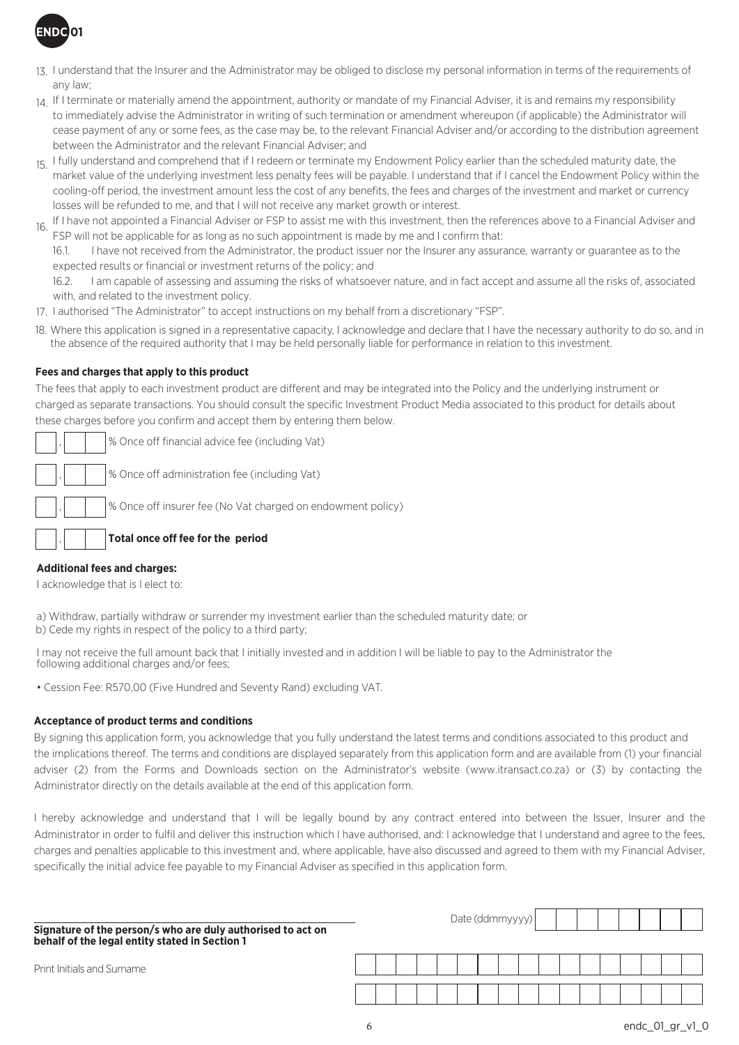13. I understand that the Insurer and the Administrator may be obliged to disclose my personal information in terms of the requirements of any law;
14. If I terminate or materially amend the appointment, authority or mandate of my Financial Adviser, it is and remains my responsibility to immediately advise the Administrator in writing of such termination or amendment whereupon (if applicable) the Administrator will cease payment of any or some fees, as the case may be, to the relevant Financial Adviser and/or according to the distribution agreement between the Administrator and the relevant Financial Adviser; and
15. I fully understand and comprehend that if I redeem or terminate my Endowment Policy earlier than the scheduled maturity date, the market value of the underlying investment less penalty fees will be payable. I understand that if I cancel the Endowment Policy within the cooling-off period, the investment amount less the cost of any benefits, the fees and charges of the investment and market or currency losses will be refunded to me, and that I will not receive any market growth or interest.
16. If I have not appointed a Financial Adviser or FSP to assist me with this investment, then the references above to a Financial Adviser and FSP will not be applicable for as long as no such appointment is made by me and I confirm that:

    16.1. I have not received from the Administrator, the product issuer nor the Insurer any assurance, warranty or guarantee as to the expected results or financial or investment returns of the policy; and

    16.2. I am capable of assessing and assuming the risks of whatsoever nature, and in fact accept and assume all the risks of, associated with, and related to the investment policy.
17. I authorised "The Administrator" to accept instructions on my behalf from a discretionary "FSP".
18. Where this application is signed in a representative capacity, I acknowledge and declare that I have the necessary authority to do so, and in the absence of the required authority that I may be held personally liable for performance in relation to this investment.

**Fees and charges that apply to this product**

The fees that apply to each investment product are different and may be integrated into the Policy and the underlying instrument or charged as separate transactions. You should consult the specific Investment Product Media associated to this product for details about these charges before you confirm and accept them by entering them below.

___ , ___ ___ % Once off financial advice fee (including Vat)

___ , ___ ___ % Once off administration fee (including Vat)

___ , ___ ___ % Once off insurer fee (No Vat charged on endowment policy)

___ , ___ ___ **Total once off fee for the period**

**Additional fees and charges:**

I acknowledge that is I elect to:

a) Withdraw, partially withdraw or surrender my investment earlier than the scheduled maturity date; or
b) Cede my rights in respect of the policy to a third party;

I may not receive the full amount back that I initially invested and in addition I will be liable to pay to the Administrator the following additional charges and/or fees;

- Cession Fee: R570,00 (Five Hundred and Seventy Rand) excluding VAT.

**Acceptance of product terms and conditions**

By signing this application form, you acknowledge that you fully understand the latest terms and conditions associated to this product and the implications thereof. The terms and conditions are displayed separately from this application form and are available from (1) your financial adviser (2) from the Forms and Downloads section on the Administrator's website (www.itransact.co.za) or (3) by contacting the Administrator directly on the details available at the end of this application form.

I hereby acknowledge and understand that I will be legally bound by any contract entered into between the Issuer, Insurer and the Administrator in order to fulfil and deliver this instruction which I have authorised, and: I acknowledge that I understand and agree to the fees, charges and penalties applicable to this investment and, where applicable, have also discussed and agreed to them with my Financial Adviser, specifically the initial advice fee payable to my Financial Adviser as specified in this application form.

______________________________________________

**Signature of the person/s who are duly authorised to act on behalf of the legal entity stated in Section 1**

Date (ddmmyyyy) ___________

Print Initials and Surname ___________

___________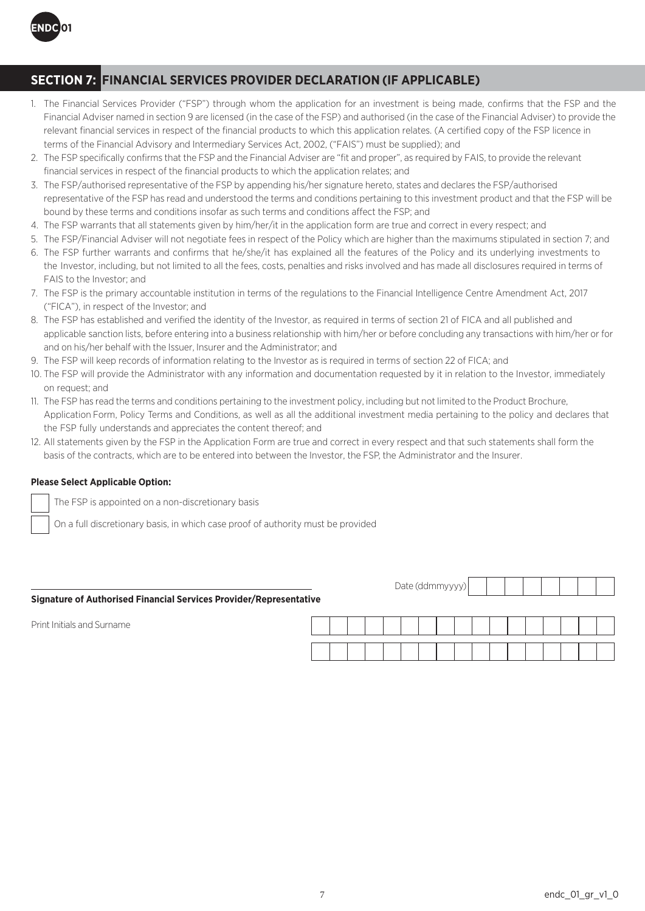## SECTION 7: FINANCIAL SERVICES PROVIDER DECLARATION (IF APPLICABLE)

1. The Financial Services Provider ("FSP") through whom the application for an investment is being made, confirms that the FSP and the Financial Adviser named in section 9 are licensed (in the case of the FSP) and authorised (in the case of the Financial Adviser) to provide the relevant financial services in respect of the financial products to which this application relates. (A certified copy of the FSP licence in terms of the Financial Advisory and Intermediary Services Act, 2002, ("FAIS") must be supplied); and
2. The FSP specifically confirms that the FSP and the Financial Adviser are "fit and proper", as required by FAIS, to provide the relevant financial services in respect of the financial products to which the application relates; and
3. The FSP/authorised representative of the FSP by appending his/her signature hereto, states and declares the FSP/authorised representative of the FSP has read and understood the terms and conditions pertaining to this investment product and that the FSP will be bound by these terms and conditions insofar as such terms and conditions affect the FSP; and
4. The FSP warrants that all statements given by him/her/it in the application form are true and correct in every respect; and
5. The FSP/Financial Adviser will not negotiate fees in respect of the Policy which are higher than the maximums stipulated in section 7; and
6. The FSP further warrants and confirms that he/she/it has explained all the features of the Policy and its underlying investments to the Investor, including, but not limited to all the fees, costs, penalties and risks involved and has made all disclosures required in terms of FAIS to the Investor; and
7. The FSP is the primary accountable institution in terms of the regulations to the Financial Intelligence Centre Amendment Act, 2017 ("FICA"), in respect of the Investor; and
8. The FSP has established and verified the identity of the Investor, as required in terms of section 21 of FICA and all published and applicable sanction lists, before entering into a business relationship with him/her or before concluding any transactions with him/her or for and on his/her behalf with the Issuer, Insurer and the Administrator; and
9. The FSP will keep records of information relating to the Investor as is required in terms of section 22 of FICA; and
10. The FSP will provide the Administrator with any information and documentation requested by it in relation to the Investor, immediately on request; and
11. The FSP has read the terms and conditions pertaining to the investment policy, including but not limited to the Product Brochure, Application Form, Policy Terms and Conditions, as well as all the additional investment media pertaining to the policy and declares that the FSP fully understands and appreciates the content thereof; and
12. All statements given by the FSP in the Application Form are true and correct in every respect and that such statements shall form the basis of the contracts, which are to be entered into between the Investor, the FSP, the Administrator and the Insurer.

**Please Select Applicable Option:**

☐ The FSP is appointed on a non-discretionary basis

☐ On a full discretionary basis, in which case proof of authority must be provided

\_\_\_\_\_\_\_\_\_\_\_\_\_\_\_\_\_\_\_\_\_\_\_\_\_\_\_\_\_\_\_\_\_\_\_\_\_\_\_\_\_\_\_\_\_\_\_\_

**Signature of Authorised Financial Services Provider/Representative**

Date (ddmmyyyy) \_\_\_\_\_\_\_\_

Print Initials and Surname \_\_\_\_\_\_\_\_\_\_\_\_\_\_\_\_\_\_\_\_\_\_\_\_\_\_\_\_\_\_\_\_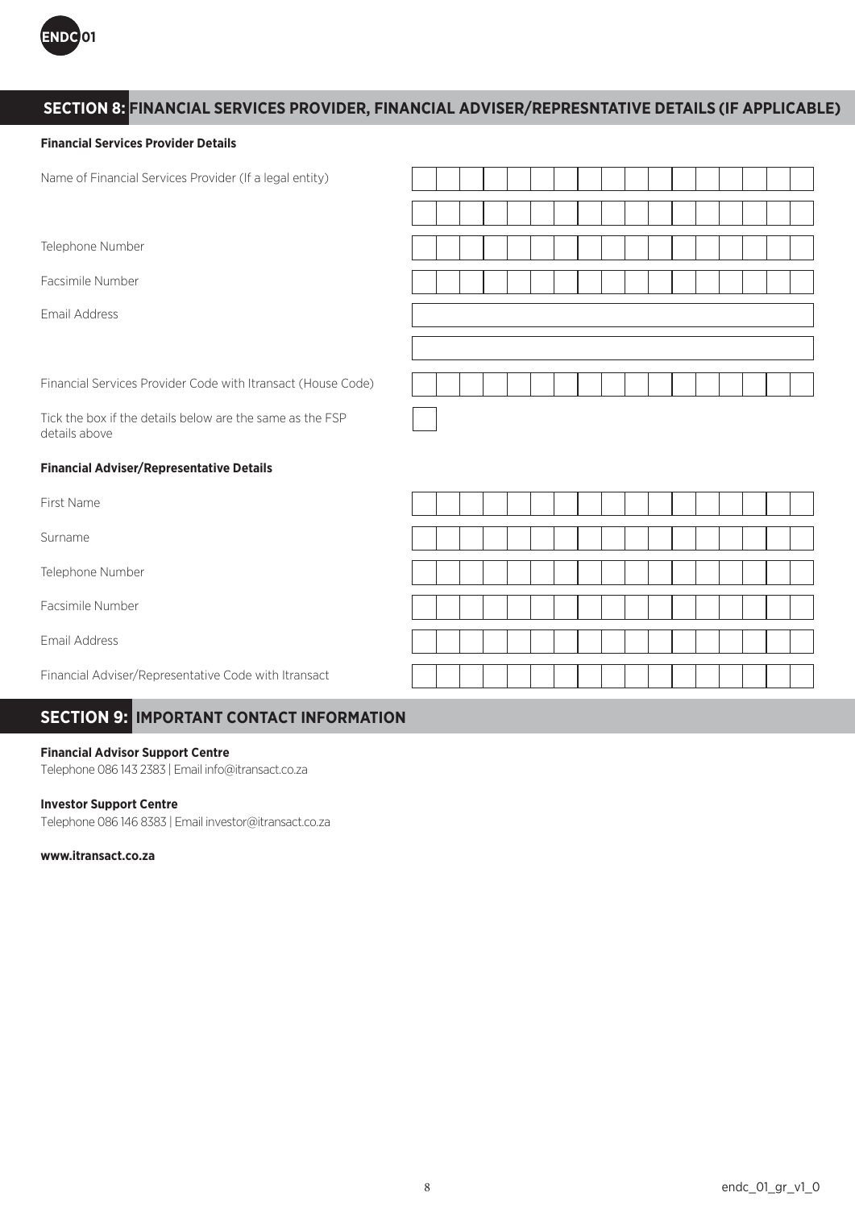## SECTION 8: FINANCIAL SERVICES PROVIDER, FINANCIAL ADVISER/REPRESNTATIVE DETAILS (IF APPLICABLE)

**Financial Services Provider Details**

| | |
|---|---|
| Name of Financial Services Provider (If a legal entity) | |
| | |
| Telephone Number | |
| Facsimile Number | |
| Email Address | |
| | |
| Financial Services Provider Code with Itransact (House Code) | |
| Tick the box if the details below are the same as the FSP details above | ☐ |

**Financial Adviser/Representative Details**

| | |
|---|---|
| First Name | |
| Surname | |
| Telephone Number | |
| Facsimile Number | |
| Email Address | |
| Financial Adviser/Representative Code with Itransact | |

## SECTION 9: IMPORTANT CONTACT INFORMATION

**Financial Advisor Support Centre**
Telephone 086 143 2383 | Email info@itransact.co.za

**Investor Support Centre**
Telephone 086 146 8383 | Email investor@itransact.co.za

**www.itransact.co.za**